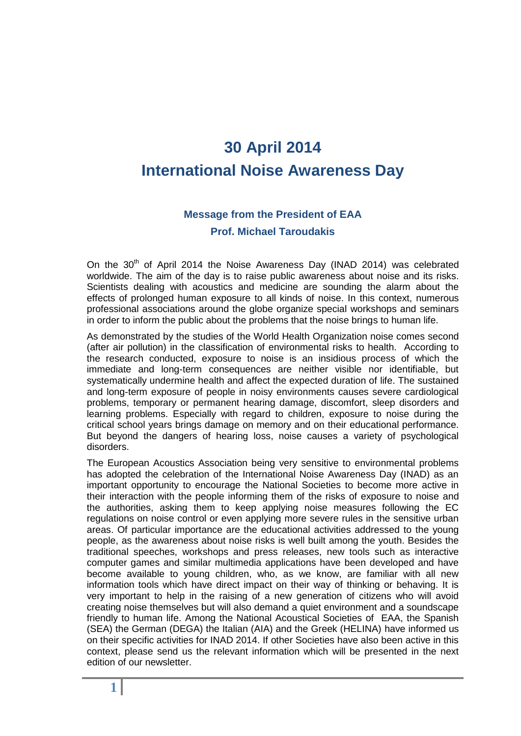# 30 April 2014

# International Noise Awareness Day

### Message from the President of EAA

### Prof. Michael Taroudakis

On the 30th of April 2014 the Noise Awareness Day (INAD 2014) was celebrated worldwide. The aim of the day is to raise public awareness about noise and its risks. Scientists dealing with acoustics and medicine are sounding the alarm about the effects of prolonged human exposure to all kinds of noise. In this context, numerous professional associations around the globe organize special workshops and seminars in order to inform the public about the problems that the noise brings to human life.

As demonstrated by the studies of the World Health Organization noise comes second (after air pollution) in the classification of environmental risks to health. According to the research conducted, exposure to noise is an insidious process of which the immediate and long-term consequences are neither visible nor identifiable, but systematically undermine health and affect the expected duration of life. The sustained and long-term exposure of people in noisy environments causes severe cardiological problems, temporary or permanent hearing damage, discomfort, sleep disorders and learning problems. Especially with regard to children, exposure to noise during the critical school years brings damage on memory and on their educational performance. But beyond the dangers of hearing loss, noise causes a variety of psychological disorders.

The European Acoustics Association being very sensitive to environmental problems has adopted the celebration of the International Noise Awareness Day (INAD) as an important opportunity to encourage the National Societies to become more active in their interaction with the people informing them of the risks of exposure to noise and the authorities, asking them to keep applying noise measures following the EC regulations on noise control or even applying more severe rules in the sensitive urban areas. Of particular importance are the educational activities addressed to the young people, as the awareness about noise risks is well built among the youth. Besides the traditional speeches, workshops and press releases, new tools such as interactive computer games and similar multimedia applications have been developed and have become available to young children, who, as we know, are familiar with all new information tools which have direct impact on their way of thinking or behaving. It is very important to help in the raising of a new generation of citizens who will avoid creating noise themselves but will also demand a quiet environment and a soundscape friendly to human life. Among the National Acoustical Societies of EAA, the Spanish (SEA) the German (DEGA) the Italian (AIA) and the Greek (HELINA) have informed us on their specific activities for INAD 2014. If other Societies have also been active in this context, please send us the relevant information which will be presented in the next edition of our newsletter.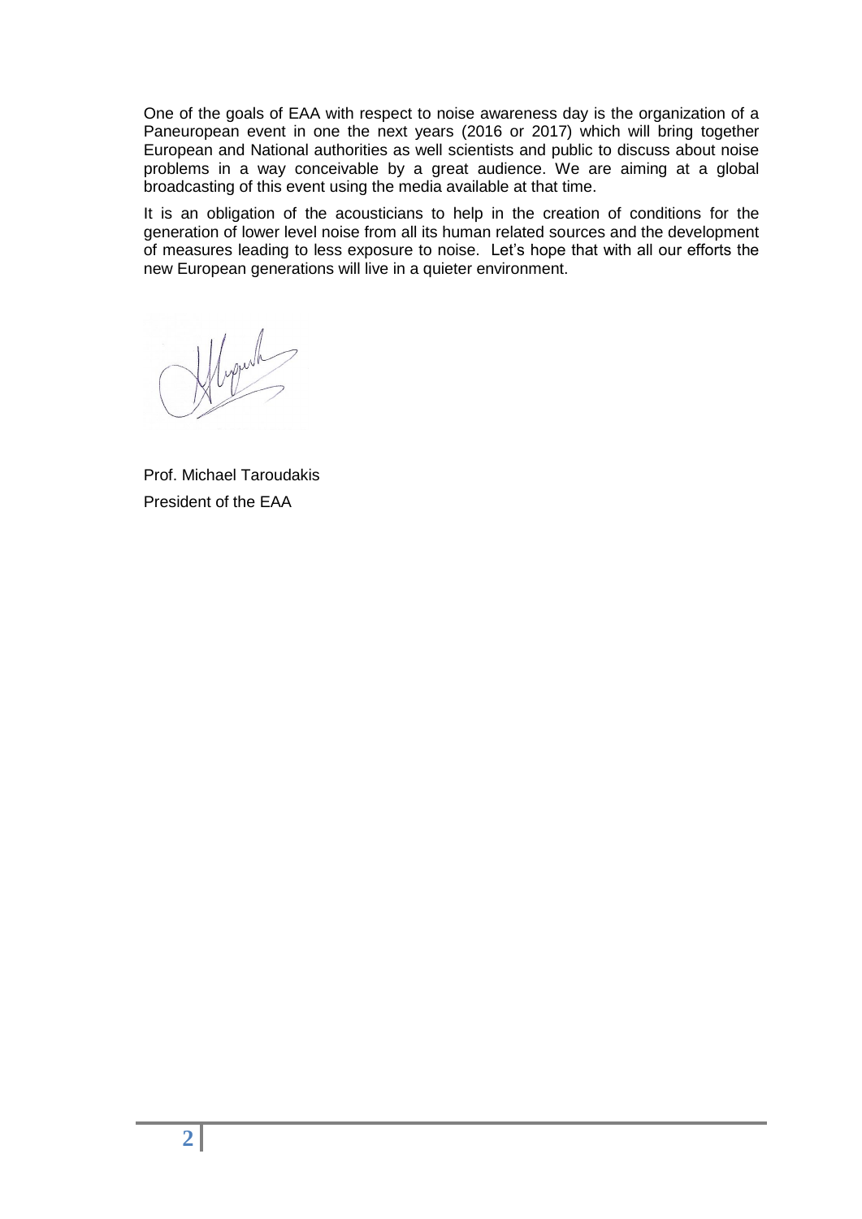One of the goals of EAA with respect to noise awareness day is the organization of a Paneuropean event in one the next years (2016 or 2017) which will bring together European and National authorities as well scientists and public to discuss about noise problems in a way conceivable by a great audience. We are aiming at a global broadcasting of this event using the media available at that time.

It is an obligation of the acousticians to help in the creation of conditions for the generation of lower level noise from all its human related sources and the development of measures leading to less exposure to noise. Let's hope that with all our efforts the new European generations will live in a quieter environment.

Prof. Michael Taroudakis

President of the EAA